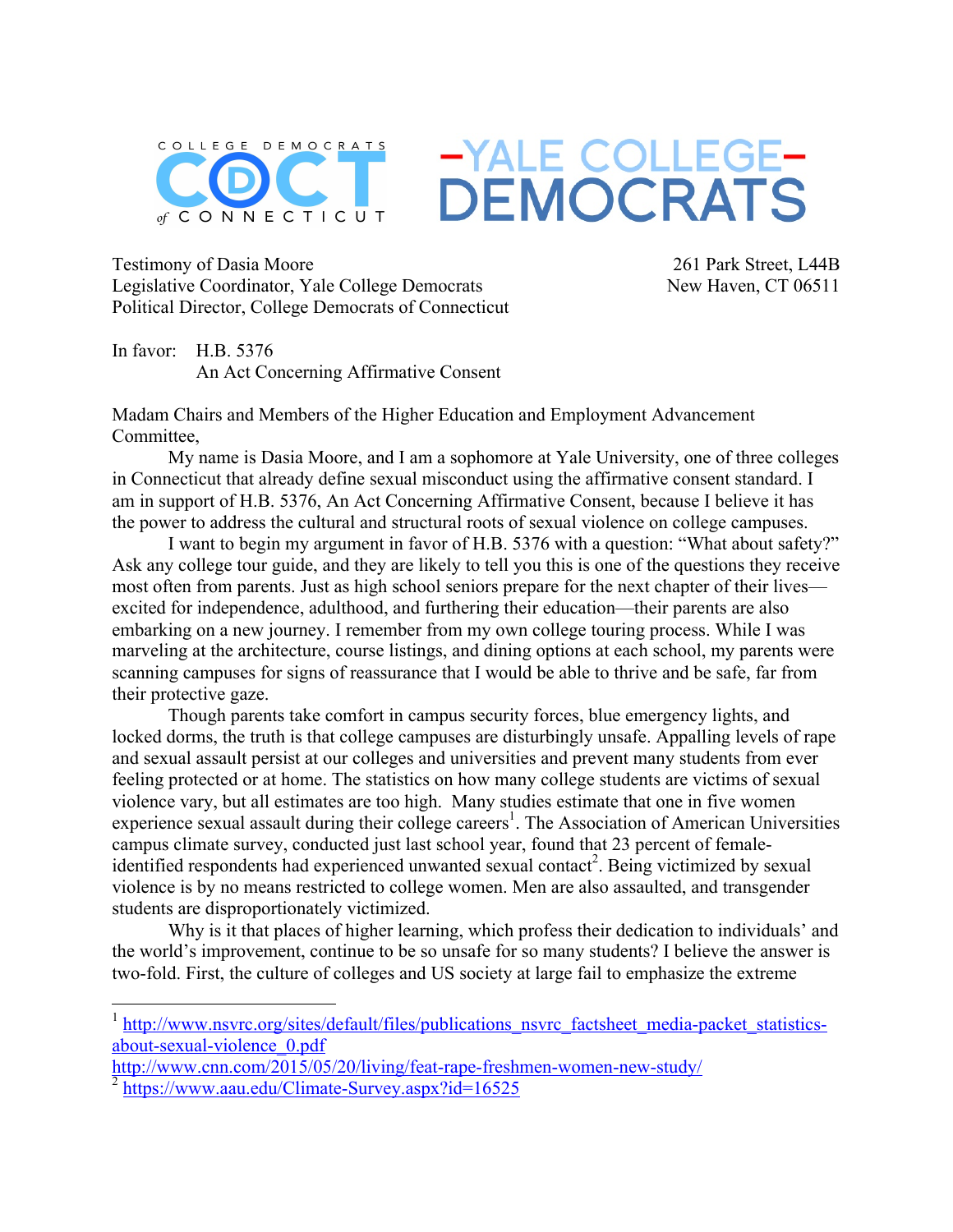COLLEGE DEMOCRATS of CONNECTICUT — YALE COLLEGE DEMOCRATS

Testimony of Dasia Moore
Legislative Coordinator, Yale College Democrats
Political Director, College Democrats of Connecticut

261 Park Street, L44B
New Haven, CT 06511

In favor: H.B. 5376
An Act Concerning Affirmative Consent

Madam Chairs and Members of the Higher Education and Employment Advancement Committee,

My name is Dasia Moore, and I am a sophomore at Yale University, one of three colleges in Connecticut that already define sexual misconduct using the affirmative consent standard. I am in support of H.B. 5376, An Act Concerning Affirmative Consent, because I believe it has the power to address the cultural and structural roots of sexual violence on college campuses.

I want to begin my argument in favor of H.B. 5376 with a question: "What about safety?" Ask any college tour guide, and they are likely to tell you this is one of the questions they receive most often from parents. Just as high school seniors prepare for the next chapter of their lives—excited for independence, adulthood, and furthering their education—their parents are also embarking on a new journey. I remember from my own college touring process. While I was marveling at the architecture, course listings, and dining options at each school, my parents were scanning campuses for signs of reassurance that I would be able to thrive and be safe, far from their protective gaze.

Though parents take comfort in campus security forces, blue emergency lights, and locked dorms, the truth is that college campuses are disturbingly unsafe. Appalling levels of rape and sexual assault persist at our colleges and universities and prevent many students from ever feeling protected or at home. The statistics on how many college students are victims of sexual violence vary, but all estimates are too high. Many studies estimate that one in five women experience sexual assault during their college careers[1]. The Association of American Universities campus climate survey, conducted just last school year, found that 23 percent of female-identified respondents had experienced unwanted sexual contact[2]. Being victimized by sexual violence is by no means restricted to college women. Men are also assaulted, and transgender students are disproportionately victimized.

Why is it that places of higher learning, which profess their dedication to individuals' and the world's improvement, continue to be so unsafe for so many students? I believe the answer is two-fold. First, the culture of colleges and US society at large fail to emphasize the extreme

---

[1] http://www.nsvrc.org/sites/default/files/publications_nsvrc_factsheet_media-packet_statistics-about-sexual-violence_0.pdf
http://www.cnn.com/2015/05/20/living/feat-rape-freshmen-women-new-study/

[2] https://www.aau.edu/Climate-Survey.aspx?id=16525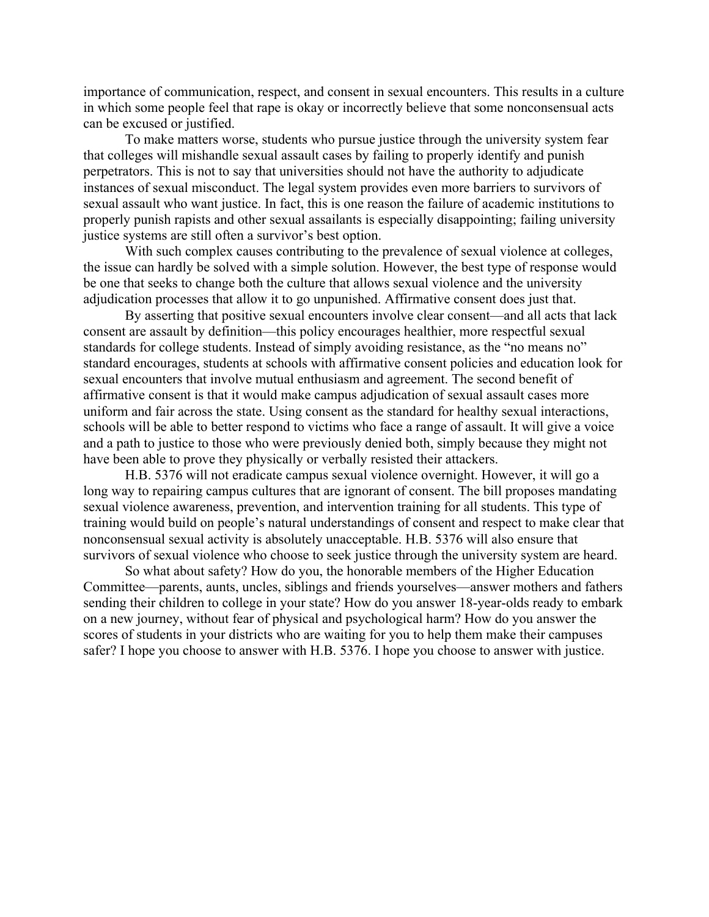importance of communication, respect, and consent in sexual encounters. This results in a culture in which some people feel that rape is okay or incorrectly believe that some nonconsensual acts can be excused or justified.

To make matters worse, students who pursue justice through the university system fear that colleges will mishandle sexual assault cases by failing to properly identify and punish perpetrators. This is not to say that universities should not have the authority to adjudicate instances of sexual misconduct. The legal system provides even more barriers to survivors of sexual assault who want justice. In fact, this is one reason the failure of academic institutions to properly punish rapists and other sexual assailants is especially disappointing; failing university justice systems are still often a survivor's best option.

With such complex causes contributing to the prevalence of sexual violence at colleges, the issue can hardly be solved with a simple solution. However, the best type of response would be one that seeks to change both the culture that allows sexual violence and the university adjudication processes that allow it to go unpunished. Affirmative consent does just that.

By asserting that positive sexual encounters involve clear consent—and all acts that lack consent are assault by definition—this policy encourages healthier, more respectful sexual standards for college students. Instead of simply avoiding resistance, as the "no means no" standard encourages, students at schools with affirmative consent policies and education look for sexual encounters that involve mutual enthusiasm and agreement. The second benefit of affirmative consent is that it would make campus adjudication of sexual assault cases more uniform and fair across the state. Using consent as the standard for healthy sexual interactions, schools will be able to better respond to victims who face a range of assault. It will give a voice and a path to justice to those who were previously denied both, simply because they might not have been able to prove they physically or verbally resisted their attackers.

H.B. 5376 will not eradicate campus sexual violence overnight. However, it will go a long way to repairing campus cultures that are ignorant of consent. The bill proposes mandating sexual violence awareness, prevention, and intervention training for all students. This type of training would build on people's natural understandings of consent and respect to make clear that nonconsensual sexual activity is absolutely unacceptable. H.B. 5376 will also ensure that survivors of sexual violence who choose to seek justice through the university system are heard.

So what about safety? How do you, the honorable members of the Higher Education Committee—parents, aunts, uncles, siblings and friends yourselves—answer mothers and fathers sending their children to college in your state? How do you answer 18-year-olds ready to embark on a new journey, without fear of physical and psychological harm? How do you answer the scores of students in your districts who are waiting for you to help them make their campuses safer? I hope you choose to answer with H.B. 5376. I hope you choose to answer with justice.